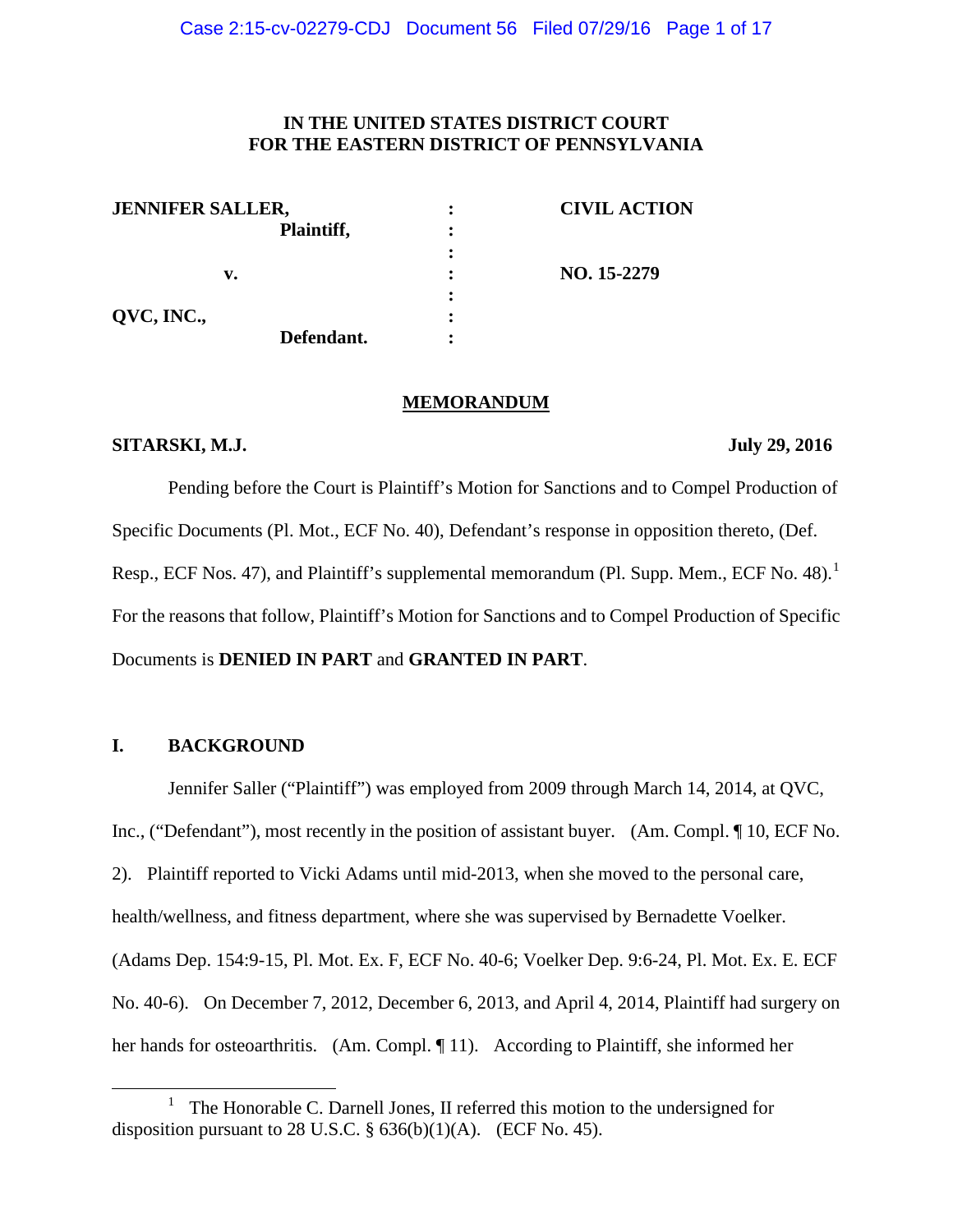**IN THE UNITED STATES DISTRICT COURT**
**FOR THE EASTERN DISTRICT OF PENNSYLVANIA**

| | | |
|---|---|---|
| **JENNIFER SALLER,** | : | **CIVIL ACTION** |
| **Plaintiff,** | : | |
| | : | |
| **v.** | : | **NO. 15-2279** |
| | : | |
| **QVC, INC.,** | : | |
| **Defendant.** | : | |

**MEMORANDUM**

**SITARSKI, M.J.** **July 29, 2016**

Pending before the Court is Plaintiff's Motion for Sanctions and to Compel Production of Specific Documents (Pl. Mot., ECF No. 40), Defendant's response in opposition thereto, (Def. Resp., ECF Nos. 47), and Plaintiff's supplemental memorandum (Pl. Supp. Mem., ECF No. 48).[1] For the reasons that follow, Plaintiff's Motion for Sanctions and to Compel Production of Specific Documents is **DENIED IN PART** and **GRANTED IN PART**.

## I. BACKGROUND

Jennifer Saller ("Plaintiff") was employed from 2009 through March 14, 2014, at QVC, Inc., ("Defendant"), most recently in the position of assistant buyer. (Am. Compl. ¶ 10, ECF No. 2). Plaintiff reported to Vicki Adams until mid-2013, when she moved to the personal care, health/wellness, and fitness department, where she was supervised by Bernadette Voelker. (Adams Dep. 154:9-15, Pl. Mot. Ex. F, ECF No. 40-6; Voelker Dep. 9:6-24, Pl. Mot. Ex. E. ECF No. 40-6). On December 7, 2012, December 6, 2013, and April 4, 2014, Plaintiff had surgery on her hands for osteoarthritis. (Am. Compl. ¶ 11). According to Plaintiff, she informed her

[1] The Honorable C. Darnell Jones, II referred this motion to the undersigned for disposition pursuant to 28 U.S.C. § 636(b)(1)(A). (ECF No. 45).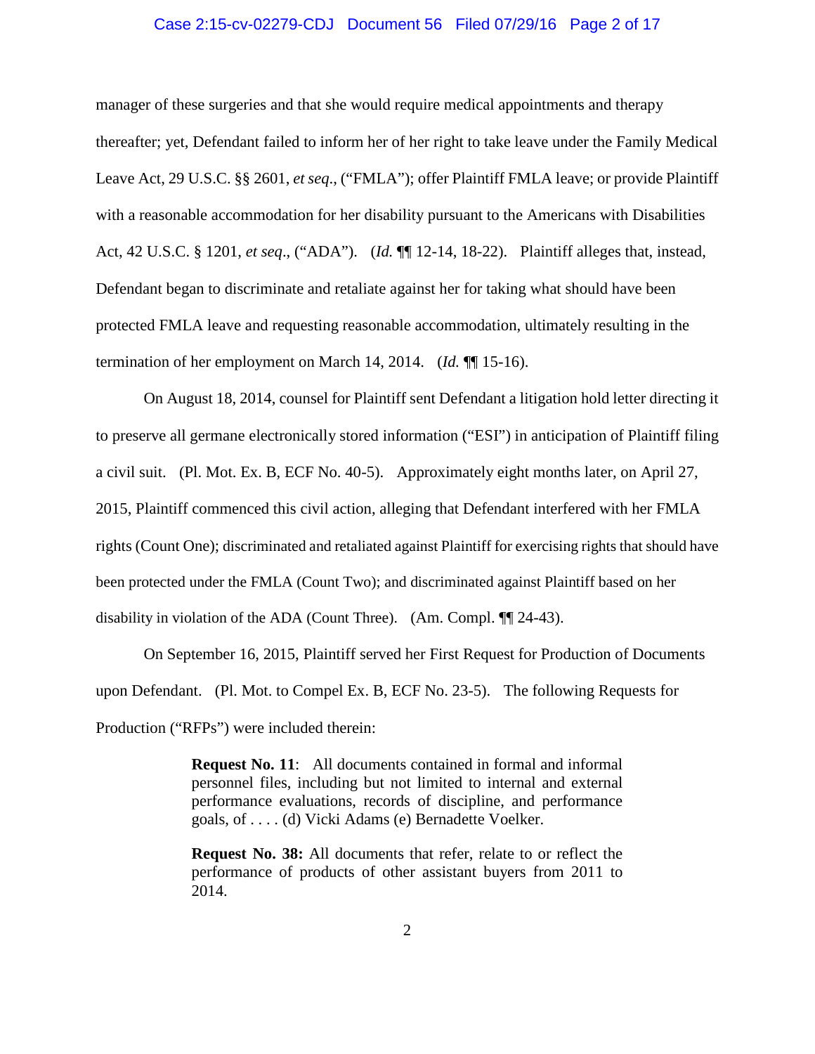manager of these surgeries and that she would require medical appointments and therapy thereafter; yet, Defendant failed to inform her of her right to take leave under the Family Medical Leave Act, 29 U.S.C. §§ 2601, *et seq*., ("FMLA"); offer Plaintiff FMLA leave; or provide Plaintiff with a reasonable accommodation for her disability pursuant to the Americans with Disabilities Act, 42 U.S.C. § 1201, *et seq*., ("ADA"). (*Id.* ¶¶ 12-14, 18-22). Plaintiff alleges that, instead, Defendant began to discriminate and retaliate against her for taking what should have been protected FMLA leave and requesting reasonable accommodation, ultimately resulting in the termination of her employment on March 14, 2014. (*Id.* ¶¶ 15-16).

On August 18, 2014, counsel for Plaintiff sent Defendant a litigation hold letter directing it to preserve all germane electronically stored information ("ESI") in anticipation of Plaintiff filing a civil suit. (Pl. Mot. Ex. B, ECF No. 40-5). Approximately eight months later, on April 27, 2015, Plaintiff commenced this civil action, alleging that Defendant interfered with her FMLA rights (Count One); discriminated and retaliated against Plaintiff for exercising rights that should have been protected under the FMLA (Count Two); and discriminated against Plaintiff based on her disability in violation of the ADA (Count Three). (Am. Compl. ¶¶ 24-43).

On September 16, 2015, Plaintiff served her First Request for Production of Documents upon Defendant. (Pl. Mot. to Compel Ex. B, ECF No. 23-5). The following Requests for Production ("RFPs") were included therein:

> **Request No. 11**: All documents contained in formal and informal personnel files, including but not limited to internal and external performance evaluations, records of discipline, and performance goals, of . . . . (d) Vicki Adams (e) Bernadette Voelker.
>
> **Request No. 38:** All documents that refer, relate to or reflect the performance of products of other assistant buyers from 2011 to 2014.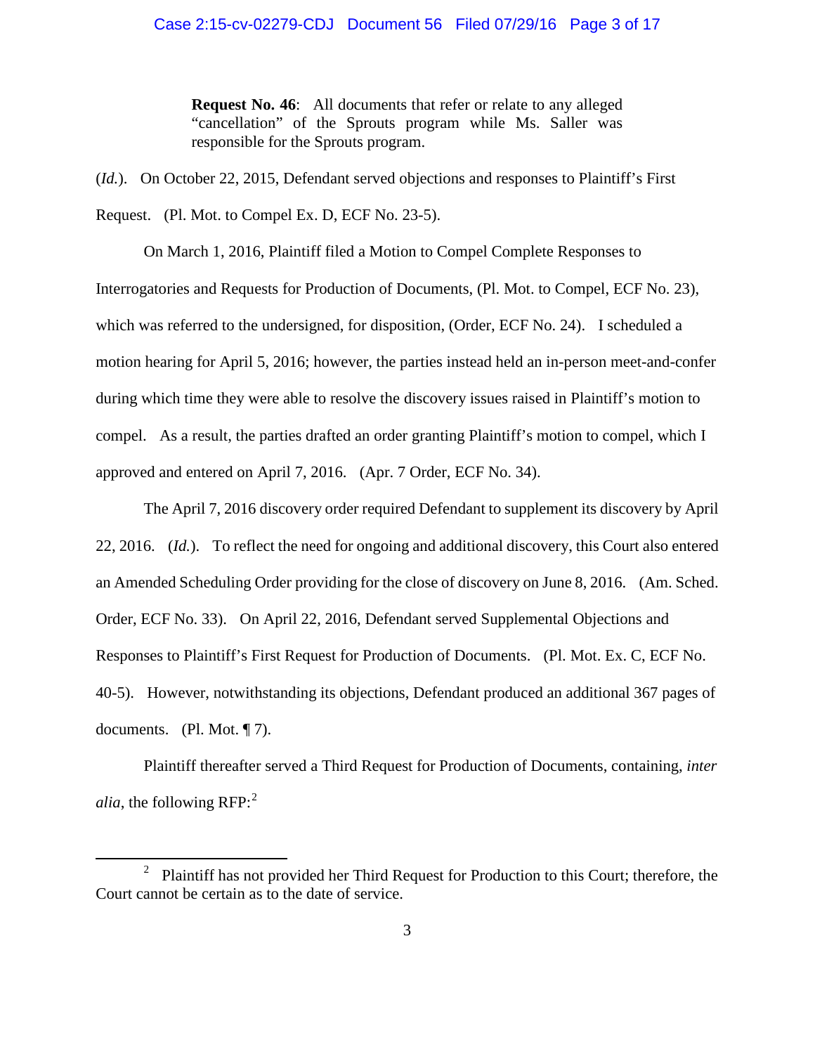> **Request No. 46**: All documents that refer or relate to any alleged "cancellation" of the Sprouts program while Ms. Saller was responsible for the Sprouts program.

(*Id.*). On October 22, 2015, Defendant served objections and responses to Plaintiff's First Request. (Pl. Mot. to Compel Ex. D, ECF No. 23-5).

On March 1, 2016, Plaintiff filed a Motion to Compel Complete Responses to Interrogatories and Requests for Production of Documents, (Pl. Mot. to Compel, ECF No. 23), which was referred to the undersigned, for disposition, (Order, ECF No. 24). I scheduled a motion hearing for April 5, 2016; however, the parties instead held an in-person meet-and-confer during which time they were able to resolve the discovery issues raised in Plaintiff's motion to compel. As a result, the parties drafted an order granting Plaintiff's motion to compel, which I approved and entered on April 7, 2016. (Apr. 7 Order, ECF No. 34).

The April 7, 2016 discovery order required Defendant to supplement its discovery by April 22, 2016. (*Id.*). To reflect the need for ongoing and additional discovery, this Court also entered an Amended Scheduling Order providing for the close of discovery on June 8, 2016. (Am. Sched. Order, ECF No. 33). On April 22, 2016, Defendant served Supplemental Objections and Responses to Plaintiff's First Request for Production of Documents. (Pl. Mot. Ex. C, ECF No. 40-5). However, notwithstanding its objections, Defendant produced an additional 367 pages of documents. (Pl. Mot. ¶ 7).

Plaintiff thereafter served a Third Request for Production of Documents, containing, *inter alia*, the following RFP:[2]

---

[2] Plaintiff has not provided her Third Request for Production to this Court; therefore, the Court cannot be certain as to the date of service.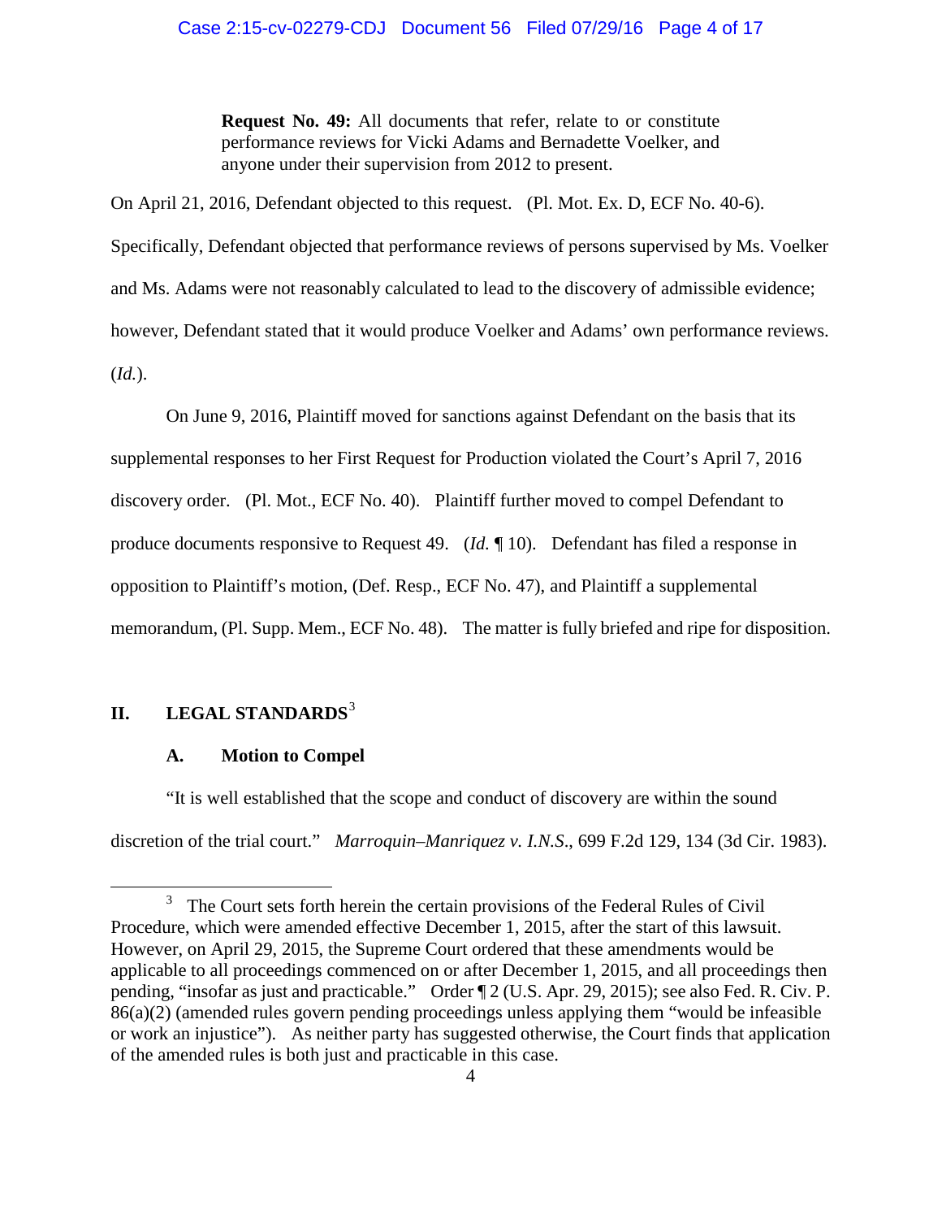> **Request No. 49:** All documents that refer, relate to or constitute performance reviews for Vicki Adams and Bernadette Voelker, and anyone under their supervision from 2012 to present.

On April 21, 2016, Defendant objected to this request. (Pl. Mot. Ex. D, ECF No. 40-6). Specifically, Defendant objected that performance reviews of persons supervised by Ms. Voelker and Ms. Adams were not reasonably calculated to lead to the discovery of admissible evidence; however, Defendant stated that it would produce Voelker and Adams' own performance reviews. (*Id.*).

On June 9, 2016, Plaintiff moved for sanctions against Defendant on the basis that its supplemental responses to her First Request for Production violated the Court's April 7, 2016 discovery order. (Pl. Mot., ECF No. 40). Plaintiff further moved to compel Defendant to produce documents responsive to Request 49. (*Id.* ¶ 10). Defendant has filed a response in opposition to Plaintiff's motion, (Def. Resp., ECF No. 47), and Plaintiff a supplemental memorandum, (Pl. Supp. Mem., ECF No. 48). The matter is fully briefed and ripe for disposition.

## II. LEGAL STANDARDS[3]

### A. Motion to Compel

"It is well established that the scope and conduct of discovery are within the sound discretion of the trial court." *Marroquin–Manriquez v. I.N.S.*, 699 F.2d 129, 134 (3d Cir. 1983).

---

[3] The Court sets forth herein the certain provisions of the Federal Rules of Civil Procedure, which were amended effective December 1, 2015, after the start of this lawsuit. However, on April 29, 2015, the Supreme Court ordered that these amendments would be applicable to all proceedings commenced on or after December 1, 2015, and all proceedings then pending, "insofar as just and practicable." Order ¶ 2 (U.S. Apr. 29, 2015); see also Fed. R. Civ. P. 86(a)(2) (amended rules govern pending proceedings unless applying them "would be infeasible or work an injustice"). As neither party has suggested otherwise, the Court finds that application of the amended rules is both just and practicable in this case.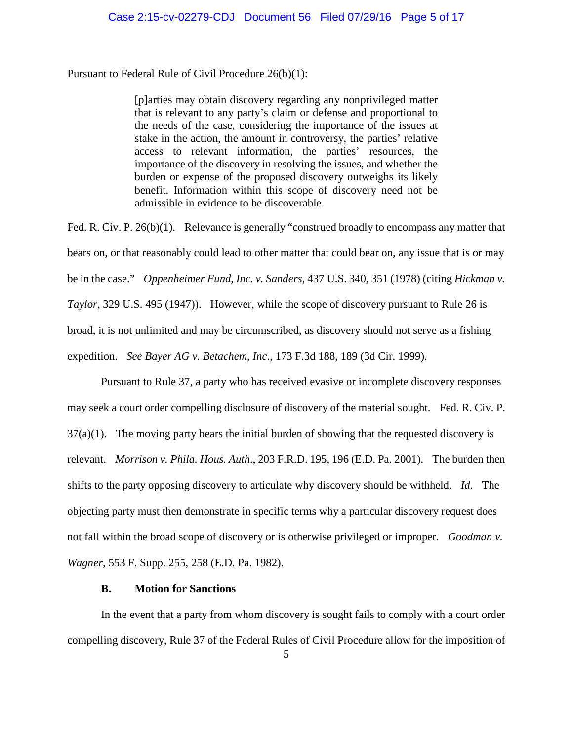Pursuant to Federal Rule of Civil Procedure 26(b)(1):

> [p]arties may obtain discovery regarding any nonprivileged matter that is relevant to any party's claim or defense and proportional to the needs of the case, considering the importance of the issues at stake in the action, the amount in controversy, the parties' relative access to relevant information, the parties' resources, the importance of the discovery in resolving the issues, and whether the burden or expense of the proposed discovery outweighs its likely benefit. Information within this scope of discovery need not be admissible in evidence to be discoverable.

Fed. R. Civ. P. 26(b)(1). Relevance is generally "construed broadly to encompass any matter that bears on, or that reasonably could lead to other matter that could bear on, any issue that is or may be in the case." *Oppenheimer Fund, Inc. v. Sanders*, 437 U.S. 340, 351 (1978) (citing *Hickman v. Taylor*, 329 U.S. 495 (1947)). However, while the scope of discovery pursuant to Rule 26 is broad, it is not unlimited and may be circumscribed, as discovery should not serve as a fishing expedition. *See Bayer AG v. Betachem, Inc*., 173 F.3d 188, 189 (3d Cir. 1999).

Pursuant to Rule 37, a party who has received evasive or incomplete discovery responses may seek a court order compelling disclosure of discovery of the material sought. Fed. R. Civ. P. 37(a)(1). The moving party bears the initial burden of showing that the requested discovery is relevant. *Morrison v. Phila. Hous. Auth*., 203 F.R.D. 195, 196 (E.D. Pa. 2001). The burden then shifts to the party opposing discovery to articulate why discovery should be withheld. *Id*. The objecting party must then demonstrate in specific terms why a particular discovery request does not fall within the broad scope of discovery or is otherwise privileged or improper. *Goodman v. Wagner*, 553 F. Supp. 255, 258 (E.D. Pa. 1982).

### B. Motion for Sanctions

In the event that a party from whom discovery is sought fails to comply with a court order compelling discovery, Rule 37 of the Federal Rules of Civil Procedure allow for the imposition of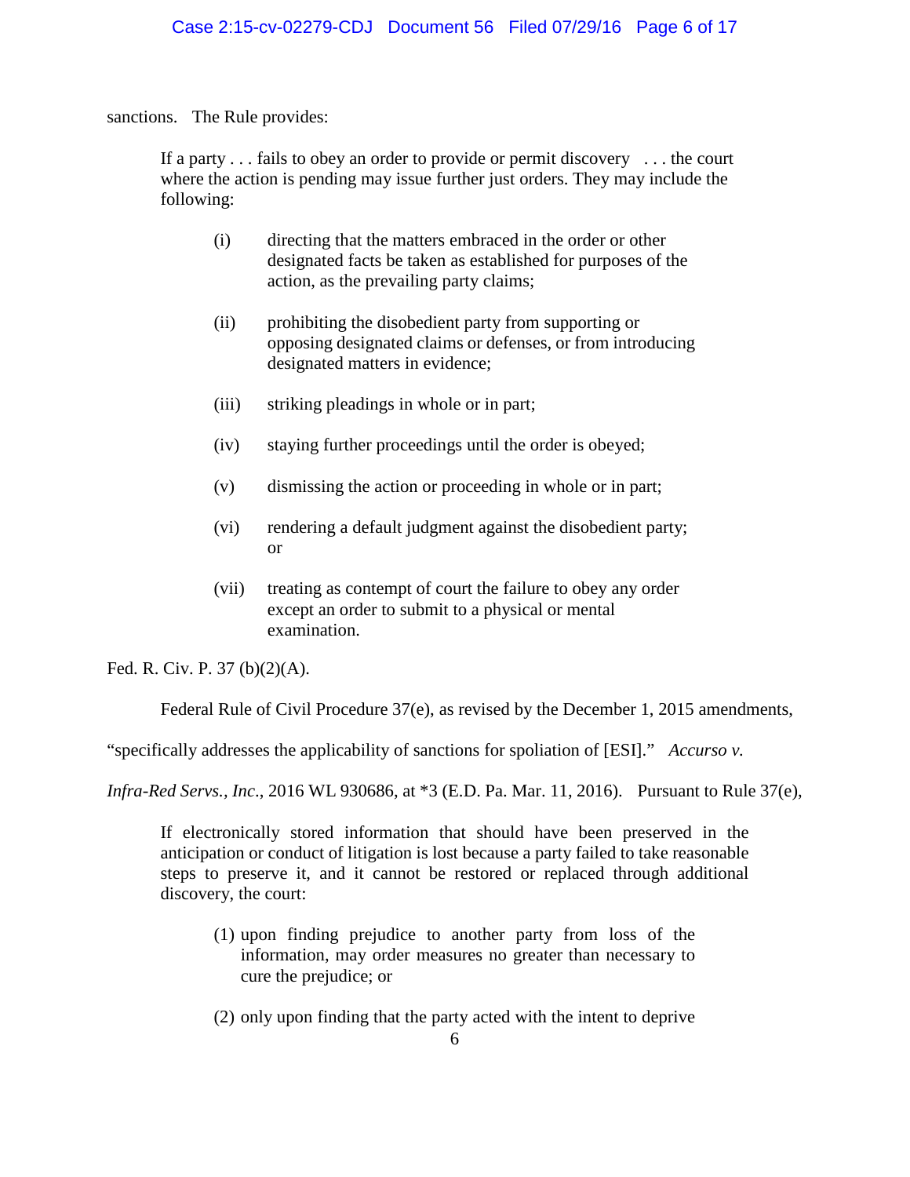sanctions. The Rule provides:

> If a party . . . fails to obey an order to provide or permit discovery . . . the court where the action is pending may issue further just orders. They may include the following:
>
> (i) directing that the matters embraced in the order or other designated facts be taken as established for purposes of the action, as the prevailing party claims;
>
> (ii) prohibiting the disobedient party from supporting or opposing designated claims or defenses, or from introducing designated matters in evidence;
>
> (iii) striking pleadings in whole or in part;
>
> (iv) staying further proceedings until the order is obeyed;
>
> (v) dismissing the action or proceeding in whole or in part;
>
> (vi) rendering a default judgment against the disobedient party; or
>
> (vii) treating as contempt of court the failure to obey any order except an order to submit to a physical or mental examination.

Fed. R. Civ. P. 37 (b)(2)(A).

Federal Rule of Civil Procedure 37(e), as revised by the December 1, 2015 amendments, "specifically addresses the applicability of sanctions for spoliation of [ESI]." *Accurso v. Infra-Red Servs., Inc.*, 2016 WL 930686, at *3 (E.D. Pa. Mar. 11, 2016). Pursuant to Rule 37(e),

> If electronically stored information that should have been preserved in the anticipation or conduct of litigation is lost because a party failed to take reasonable steps to preserve it, and it cannot be restored or replaced through additional discovery, the court:
>
> (1) upon finding prejudice to another party from loss of the information, may order measures no greater than necessary to cure the prejudice; or
>
> (2) only upon finding that the party acted with the intent to deprive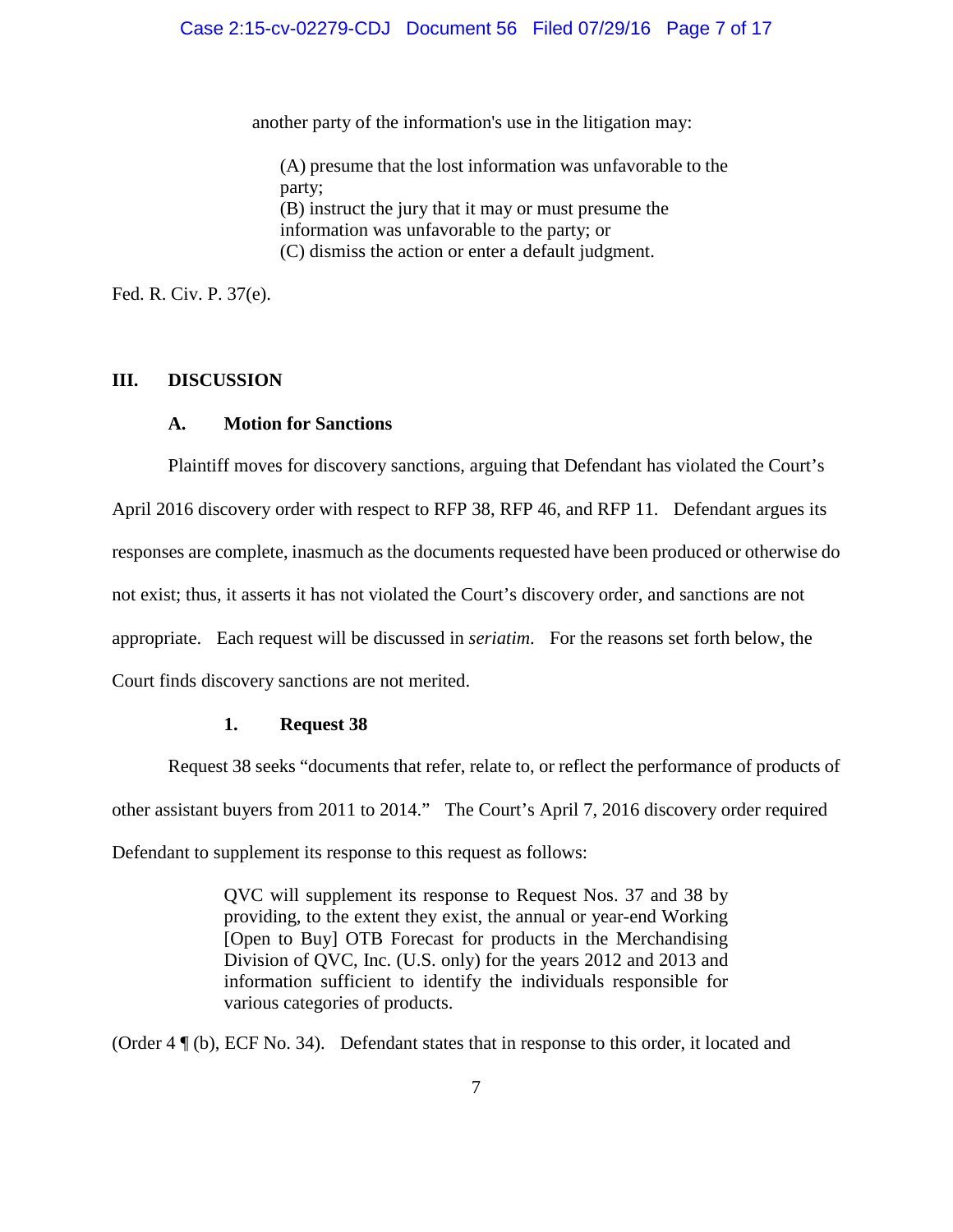another party of the information's use in the litigation may:

> (A) presume that the lost information was unfavorable to the party;
> (B) instruct the jury that it may or must presume the information was unfavorable to the party; or
> (C) dismiss the action or enter a default judgment.

Fed. R. Civ. P. 37(e).

## III. DISCUSSION

### A. Motion for Sanctions

Plaintiff moves for discovery sanctions, arguing that Defendant has violated the Court's April 2016 discovery order with respect to RFP 38, RFP 46, and RFP 11. Defendant argues its responses are complete, inasmuch as the documents requested have been produced or otherwise do not exist; thus, it asserts it has not violated the Court's discovery order, and sanctions are not appropriate. Each request will be discussed in *seriatim*. For the reasons set forth below, the Court finds discovery sanctions are not merited.

#### 1. Request 38

Request 38 seeks "documents that refer, relate to, or reflect the performance of products of other assistant buyers from 2011 to 2014." The Court's April 7, 2016 discovery order required Defendant to supplement its response to this request as follows:

> QVC will supplement its response to Request Nos. 37 and 38 by providing, to the extent they exist, the annual or year-end Working [Open to Buy] OTB Forecast for products in the Merchandising Division of QVC, Inc. (U.S. only) for the years 2012 and 2013 and information sufficient to identify the individuals responsible for various categories of products.

(Order 4 ¶ (b), ECF No. 34). Defendant states that in response to this order, it located and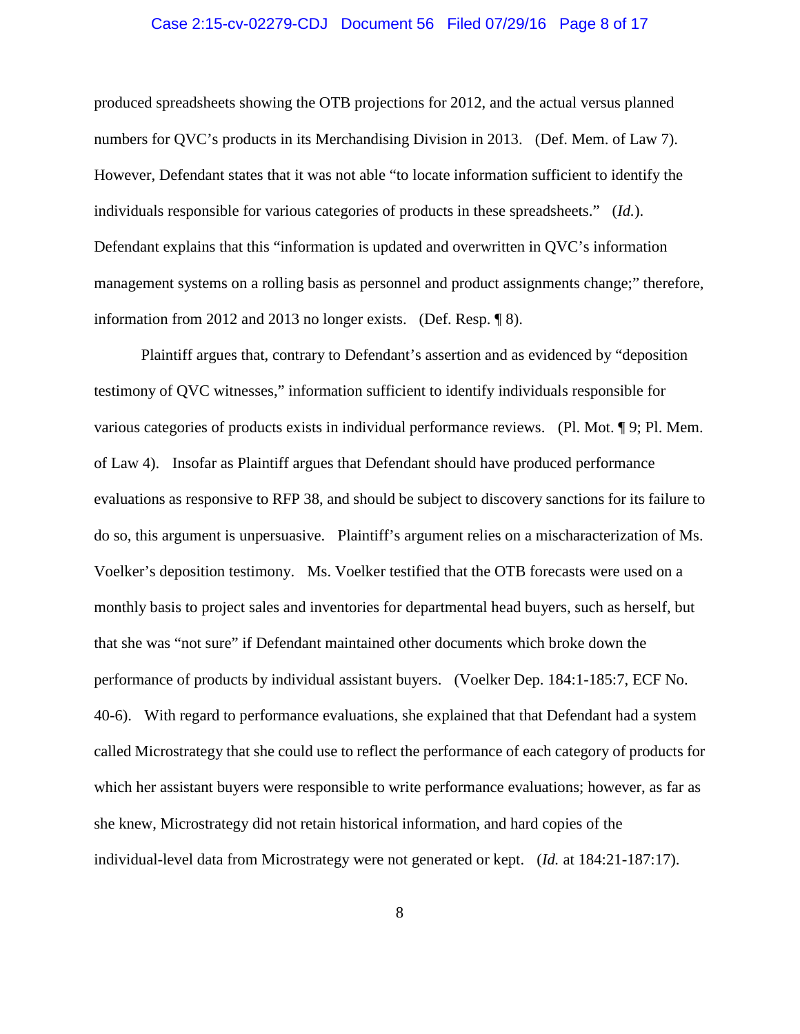produced spreadsheets showing the OTB projections for 2012, and the actual versus planned numbers for QVC's products in its Merchandising Division in 2013. (Def. Mem. of Law 7). However, Defendant states that it was not able "to locate information sufficient to identify the individuals responsible for various categories of products in these spreadsheets." (*Id.*). Defendant explains that this "information is updated and overwritten in QVC's information management systems on a rolling basis as personnel and product assignments change;" therefore, information from 2012 and 2013 no longer exists. (Def. Resp. ¶ 8).

Plaintiff argues that, contrary to Defendant's assertion and as evidenced by "deposition testimony of QVC witnesses," information sufficient to identify individuals responsible for various categories of products exists in individual performance reviews. (Pl. Mot. ¶ 9; Pl. Mem. of Law 4). Insofar as Plaintiff argues that Defendant should have produced performance evaluations as responsive to RFP 38, and should be subject to discovery sanctions for its failure to do so, this argument is unpersuasive. Plaintiff's argument relies on a mischaracterization of Ms. Voelker's deposition testimony. Ms. Voelker testified that the OTB forecasts were used on a monthly basis to project sales and inventories for departmental head buyers, such as herself, but that she was "not sure" if Defendant maintained other documents which broke down the performance of products by individual assistant buyers. (Voelker Dep. 184:1-185:7, ECF No. 40-6). With regard to performance evaluations, she explained that that Defendant had a system called Microstrategy that she could use to reflect the performance of each category of products for which her assistant buyers were responsible to write performance evaluations; however, as far as she knew, Microstrategy did not retain historical information, and hard copies of the individual-level data from Microstrategy were not generated or kept. (*Id.* at 184:21-187:17).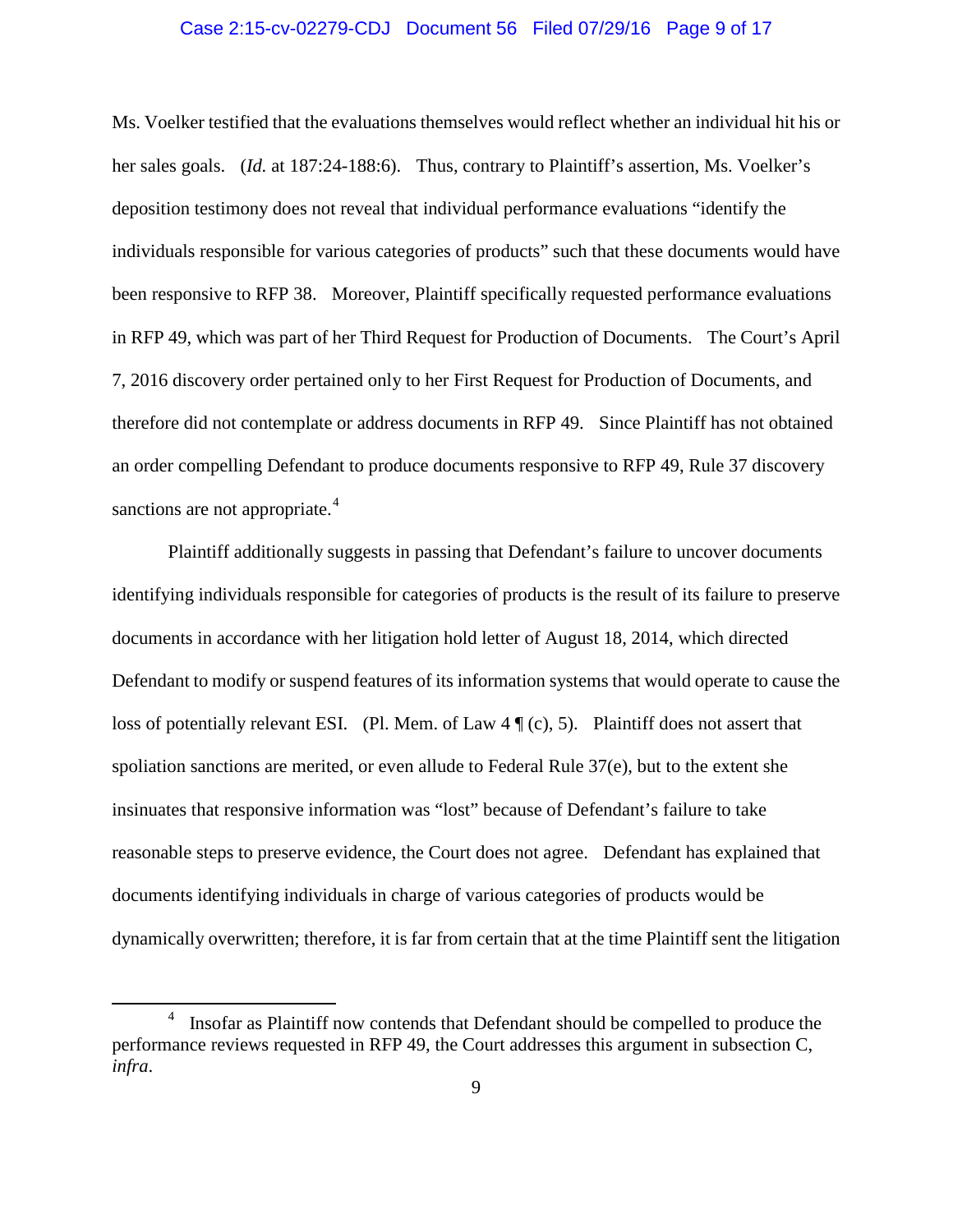Ms. Voelker testified that the evaluations themselves would reflect whether an individual hit his or her sales goals. (*Id.* at 187:24-188:6). Thus, contrary to Plaintiff's assertion, Ms. Voelker's deposition testimony does not reveal that individual performance evaluations "identify the individuals responsible for various categories of products" such that these documents would have been responsive to RFP 38. Moreover, Plaintiff specifically requested performance evaluations in RFP 49, which was part of her Third Request for Production of Documents. The Court's April 7, 2016 discovery order pertained only to her First Request for Production of Documents, and therefore did not contemplate or address documents in RFP 49. Since Plaintiff has not obtained an order compelling Defendant to produce documents responsive to RFP 49, Rule 37 discovery sanctions are not appropriate.[4]

Plaintiff additionally suggests in passing that Defendant's failure to uncover documents identifying individuals responsible for categories of products is the result of its failure to preserve documents in accordance with her litigation hold letter of August 18, 2014, which directed Defendant to modify or suspend features of its information systems that would operate to cause the loss of potentially relevant ESI. (Pl. Mem. of Law 4 ¶ (c), 5). Plaintiff does not assert that spoliation sanctions are merited, or even allude to Federal Rule 37(e), but to the extent she insinuates that responsive information was "lost" because of Defendant's failure to take reasonable steps to preserve evidence, the Court does not agree. Defendant has explained that documents identifying individuals in charge of various categories of products would be dynamically overwritten; therefore, it is far from certain that at the time Plaintiff sent the litigation

---

[4] Insofar as Plaintiff now contends that Defendant should be compelled to produce the performance reviews requested in RFP 49, the Court addresses this argument in subsection C, *infra*.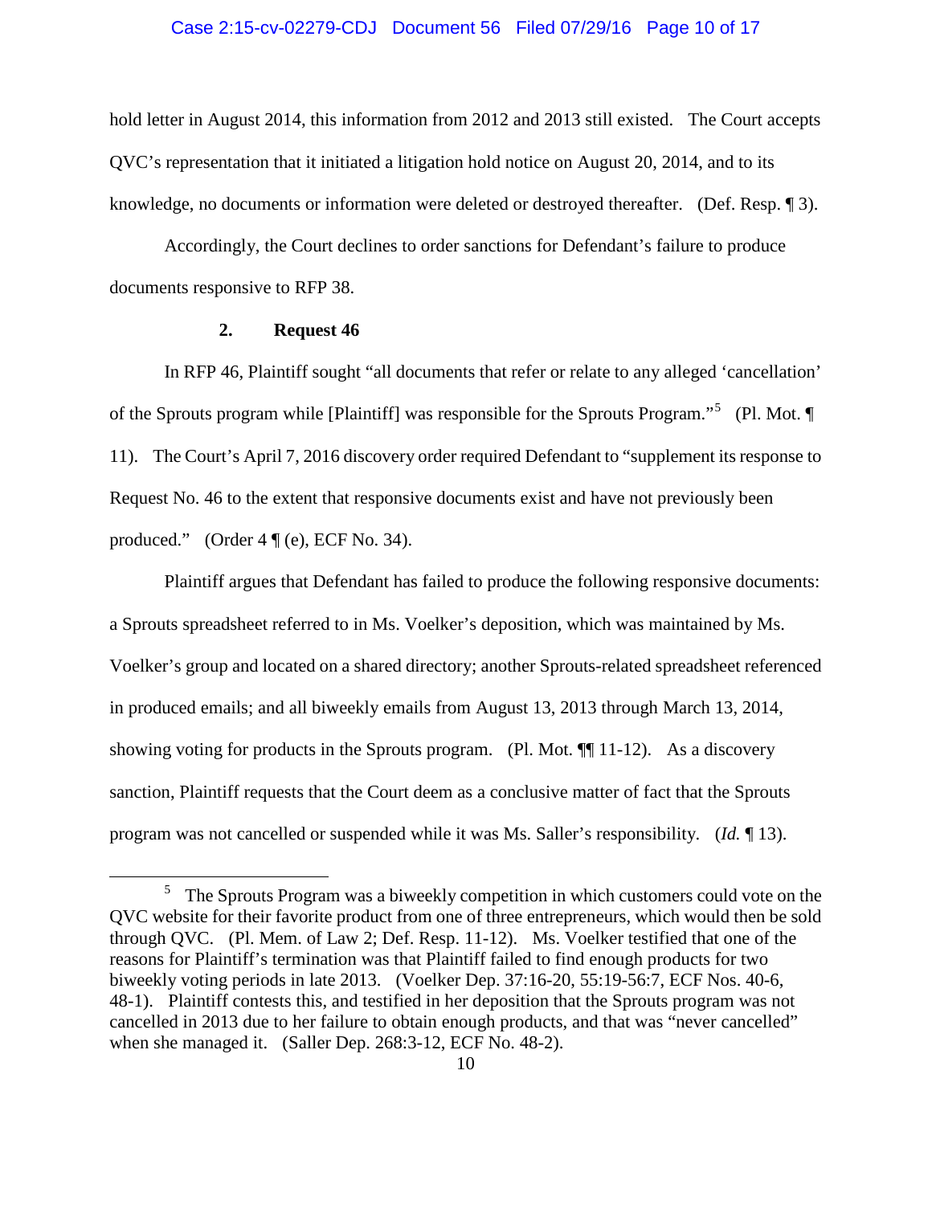hold letter in August 2014, this information from 2012 and 2013 still existed. The Court accepts QVC's representation that it initiated a litigation hold notice on August 20, 2014, and to its knowledge, no documents or information were deleted or destroyed thereafter. (Def. Resp. ¶ 3).

Accordingly, the Court declines to order sanctions for Defendant's failure to produce documents responsive to RFP 38.

### 2. Request 46

In RFP 46, Plaintiff sought "all documents that refer or relate to any alleged 'cancellation' of the Sprouts program while [Plaintiff] was responsible for the Sprouts Program."[5] (Pl. Mot. ¶ 11). The Court's April 7, 2016 discovery order required Defendant to "supplement its response to Request No. 46 to the extent that responsive documents exist and have not previously been produced." (Order 4 ¶ (e), ECF No. 34).

Plaintiff argues that Defendant has failed to produce the following responsive documents: a Sprouts spreadsheet referred to in Ms. Voelker's deposition, which was maintained by Ms. Voelker's group and located on a shared directory; another Sprouts-related spreadsheet referenced in produced emails; and all biweekly emails from August 13, 2013 through March 13, 2014, showing voting for products in the Sprouts program. (Pl. Mot. ¶¶ 11-12). As a discovery sanction, Plaintiff requests that the Court deem as a conclusive matter of fact that the Sprouts program was not cancelled or suspended while it was Ms. Saller's responsibility. (*Id.* ¶ 13).

---

[5] The Sprouts Program was a biweekly competition in which customers could vote on the QVC website for their favorite product from one of three entrepreneurs, which would then be sold through QVC. (Pl. Mem. of Law 2; Def. Resp. 11-12). Ms. Voelker testified that one of the reasons for Plaintiff's termination was that Plaintiff failed to find enough products for two biweekly voting periods in late 2013. (Voelker Dep. 37:16-20, 55:19-56:7, ECF Nos. 40-6, 48-1). Plaintiff contests this, and testified in her deposition that the Sprouts program was not cancelled in 2013 due to her failure to obtain enough products, and that was "never cancelled" when she managed it. (Saller Dep. 268:3-12, ECF No. 48-2).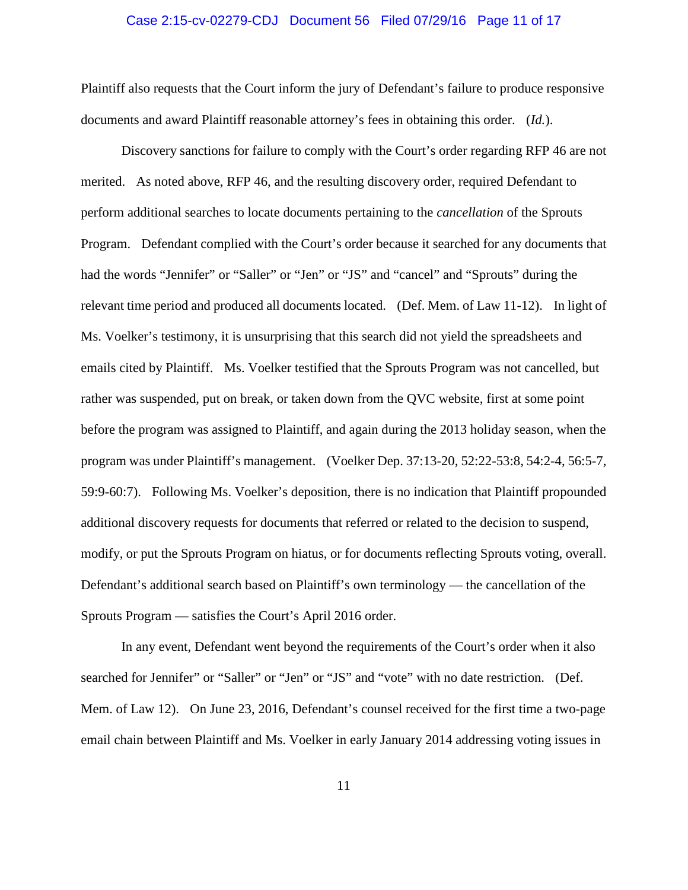Plaintiff also requests that the Court inform the jury of Defendant's failure to produce responsive documents and award Plaintiff reasonable attorney's fees in obtaining this order. (*Id.*).

Discovery sanctions for failure to comply with the Court's order regarding RFP 46 are not merited. As noted above, RFP 46, and the resulting discovery order, required Defendant to perform additional searches to locate documents pertaining to the *cancellation* of the Sprouts Program. Defendant complied with the Court's order because it searched for any documents that had the words "Jennifer" or "Saller" or "Jen" or "JS" and "cancel" and "Sprouts" during the relevant time period and produced all documents located. (Def. Mem. of Law 11-12). In light of Ms. Voelker's testimony, it is unsurprising that this search did not yield the spreadsheets and emails cited by Plaintiff. Ms. Voelker testified that the Sprouts Program was not cancelled, but rather was suspended, put on break, or taken down from the QVC website, first at some point before the program was assigned to Plaintiff, and again during the 2013 holiday season, when the program was under Plaintiff's management. (Voelker Dep. 37:13-20, 52:22-53:8, 54:2-4, 56:5-7, 59:9-60:7). Following Ms. Voelker's deposition, there is no indication that Plaintiff propounded additional discovery requests for documents that referred or related to the decision to suspend, modify, or put the Sprouts Program on hiatus, or for documents reflecting Sprouts voting, overall. Defendant's additional search based on Plaintiff's own terminology — the cancellation of the Sprouts Program — satisfies the Court's April 2016 order.

In any event, Defendant went beyond the requirements of the Court's order when it also searched for Jennifer" or "Saller" or "Jen" or "JS" and "vote" with no date restriction. (Def. Mem. of Law 12). On June 23, 2016, Defendant's counsel received for the first time a two-page email chain between Plaintiff and Ms. Voelker in early January 2014 addressing voting issues in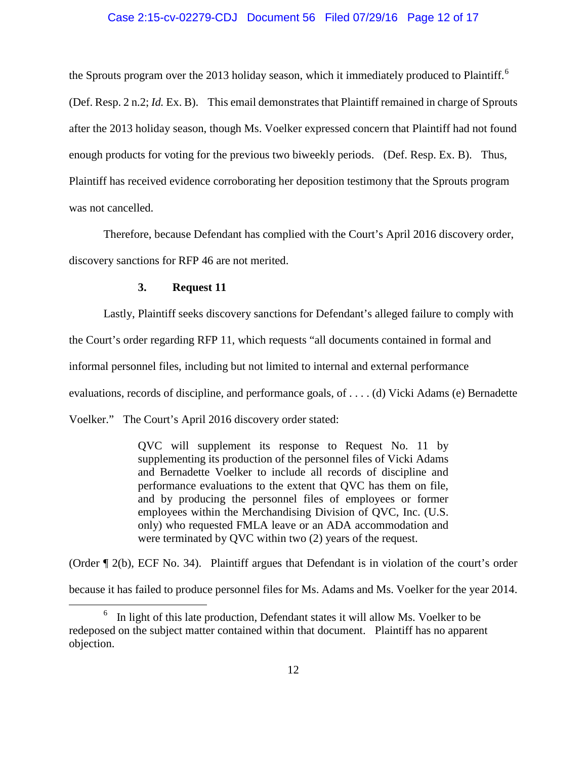the Sprouts program over the 2013 holiday season, which it immediately produced to Plaintiff.[6] (Def. Resp. 2 n.2; *Id.* Ex. B). This email demonstrates that Plaintiff remained in charge of Sprouts after the 2013 holiday season, though Ms. Voelker expressed concern that Plaintiff had not found enough products for voting for the previous two biweekly periods. (Def. Resp. Ex. B). Thus, Plaintiff has received evidence corroborating her deposition testimony that the Sprouts program was not cancelled.

Therefore, because Defendant has complied with the Court's April 2016 discovery order, discovery sanctions for RFP 46 are not merited.

### 3. Request 11

Lastly, Plaintiff seeks discovery sanctions for Defendant's alleged failure to comply with the Court's order regarding RFP 11, which requests "all documents contained in formal and informal personnel files, including but not limited to internal and external performance evaluations, records of discipline, and performance goals, of . . . . (d) Vicki Adams (e) Bernadette Voelker." The Court's April 2016 discovery order stated:

> QVC will supplement its response to Request No. 11 by supplementing its production of the personnel files of Vicki Adams and Bernadette Voelker to include all records of discipline and performance evaluations to the extent that QVC has them on file, and by producing the personnel files of employees or former employees within the Merchandising Division of QVC, Inc. (U.S. only) who requested FMLA leave or an ADA accommodation and were terminated by QVC within two (2) years of the request.

(Order ¶ 2(b), ECF No. 34). Plaintiff argues that Defendant is in violation of the court's order because it has failed to produce personnel files for Ms. Adams and Ms. Voelker for the year 2014.

---

[6] In light of this late production, Defendant states it will allow Ms. Voelker to be redeposed on the subject matter contained within that document. Plaintiff has no apparent objection.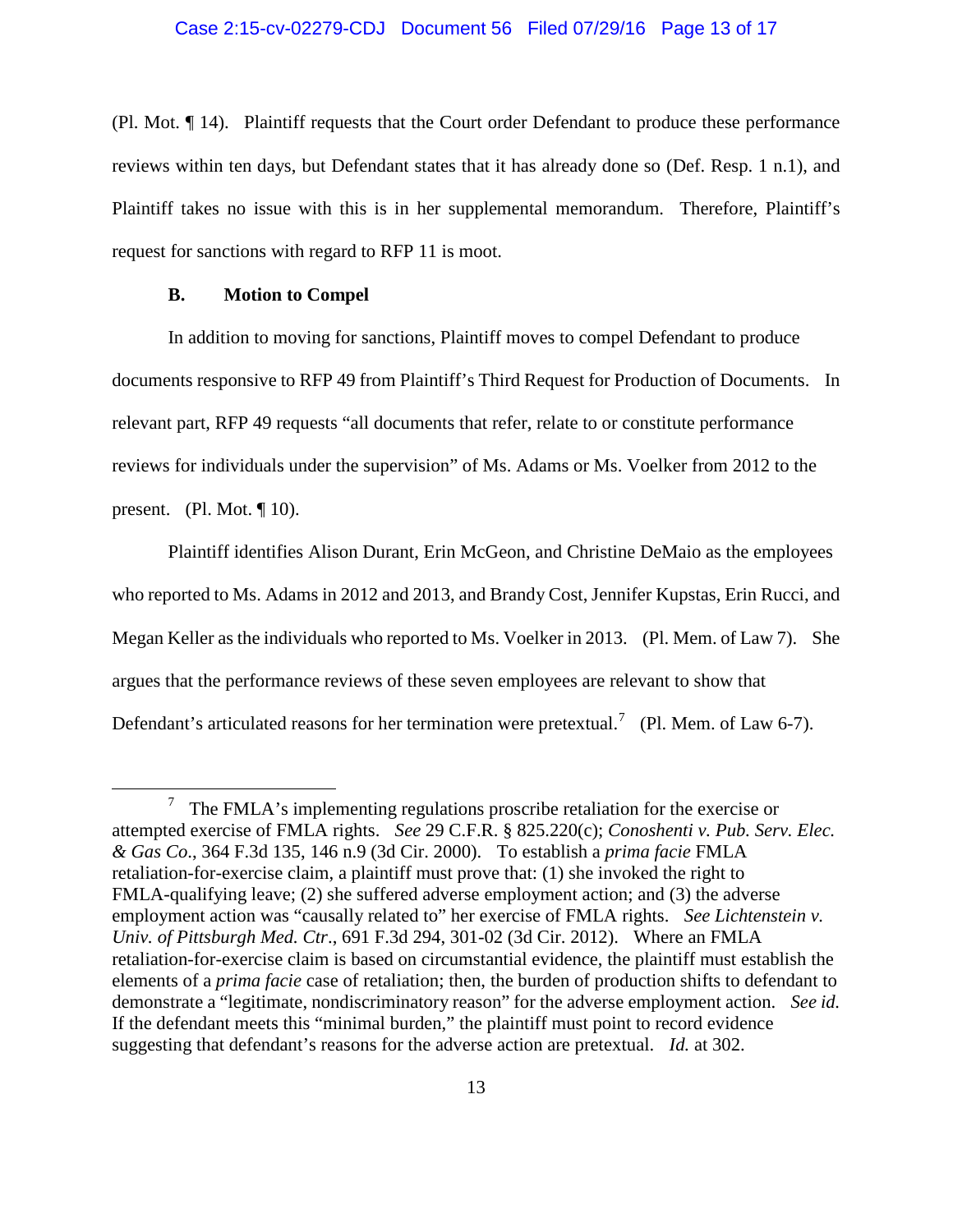(Pl. Mot. ¶ 14). Plaintiff requests that the Court order Defendant to produce these performance reviews within ten days, but Defendant states that it has already done so (Def. Resp. 1 n.1), and Plaintiff takes no issue with this is in her supplemental memorandum. Therefore, Plaintiff's request for sanctions with regard to RFP 11 is moot.

### B. Motion to Compel

In addition to moving for sanctions, Plaintiff moves to compel Defendant to produce documents responsive to RFP 49 from Plaintiff's Third Request for Production of Documents. In relevant part, RFP 49 requests "all documents that refer, relate to or constitute performance reviews for individuals under the supervision" of Ms. Adams or Ms. Voelker from 2012 to the present. (Pl. Mot. ¶ 10).

Plaintiff identifies Alison Durant, Erin McGeon, and Christine DeMaio as the employees who reported to Ms. Adams in 2012 and 2013, and Brandy Cost, Jennifer Kupstas, Erin Rucci, and Megan Keller as the individuals who reported to Ms. Voelker in 2013. (Pl. Mem. of Law 7). She argues that the performance reviews of these seven employees are relevant to show that Defendant's articulated reasons for her termination were pretextual.[7] (Pl. Mem. of Law 6-7).

---

[7] The FMLA's implementing regulations proscribe retaliation for the exercise or attempted exercise of FMLA rights. *See* 29 C.F.R. § 825.220(c); *Conoshenti v. Pub. Serv. Elec. & Gas Co*., 364 F.3d 135, 146 n.9 (3d Cir. 2000). To establish a *prima facie* FMLA retaliation-for-exercise claim, a plaintiff must prove that: (1) she invoked the right to FMLA-qualifying leave; (2) she suffered adverse employment action; and (3) the adverse employment action was "causally related to" her exercise of FMLA rights. *See Lichtenstein v. Univ. of Pittsburgh Med. Ctr*., 691 F.3d 294, 301-02 (3d Cir. 2012). Where an FMLA retaliation-for-exercise claim is based on circumstantial evidence, the plaintiff must establish the elements of a *prima facie* case of retaliation; then, the burden of production shifts to defendant to demonstrate a "legitimate, nondiscriminatory reason" for the adverse employment action. *See id.* If the defendant meets this "minimal burden," the plaintiff must point to record evidence suggesting that defendant's reasons for the adverse action are pretextual. *Id.* at 302.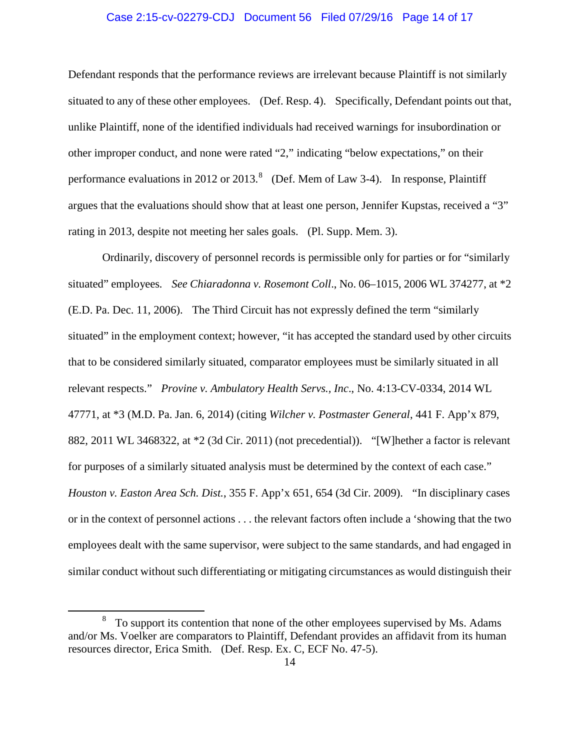Defendant responds that the performance reviews are irrelevant because Plaintiff is not similarly situated to any of these other employees. (Def. Resp. 4). Specifically, Defendant points out that, unlike Plaintiff, none of the identified individuals had received warnings for insubordination or other improper conduct, and none were rated "2," indicating "below expectations," on their performance evaluations in 2012 or 2013.[8] (Def. Mem of Law 3-4). In response, Plaintiff argues that the evaluations should show that at least one person, Jennifer Kupstas, received a "3" rating in 2013, despite not meeting her sales goals. (Pl. Supp. Mem. 3).

Ordinarily, discovery of personnel records is permissible only for parties or for "similarly situated" employees. *See Chiaradonna v. Rosemont Coll*., No. 06–1015, 2006 WL 374277, at *2 (E.D. Pa. Dec. 11, 2006). The Third Circuit has not expressly defined the term "similarly situated" in the employment context; however, "it has accepted the standard used by other circuits that to be considered similarly situated, comparator employees must be similarly situated in all relevant respects." *Provine v. Ambulatory Health Servs., Inc*., No. 4:13-CV-0334, 2014 WL 47771, at *3 (M.D. Pa. Jan. 6, 2014) (citing *Wilcher v. Postmaster General*, 441 F. App'x 879, 882, 2011 WL 3468322, at *2 (3d Cir. 2011) (not precedential)). "[W]hether a factor is relevant for purposes of a similarly situated analysis must be determined by the context of each case." *Houston v. Easton Area Sch. Dist.*, 355 F. App'x 651, 654 (3d Cir. 2009). "In disciplinary cases or in the context of personnel actions . . . the relevant factors often include a 'showing that the two employees dealt with the same supervisor, were subject to the same standards, and had engaged in similar conduct without such differentiating or mitigating circumstances as would distinguish their

---

[8] To support its contention that none of the other employees supervised by Ms. Adams and/or Ms. Voelker are comparators to Plaintiff, Defendant provides an affidavit from its human resources director, Erica Smith. (Def. Resp. Ex. C, ECF No. 47-5).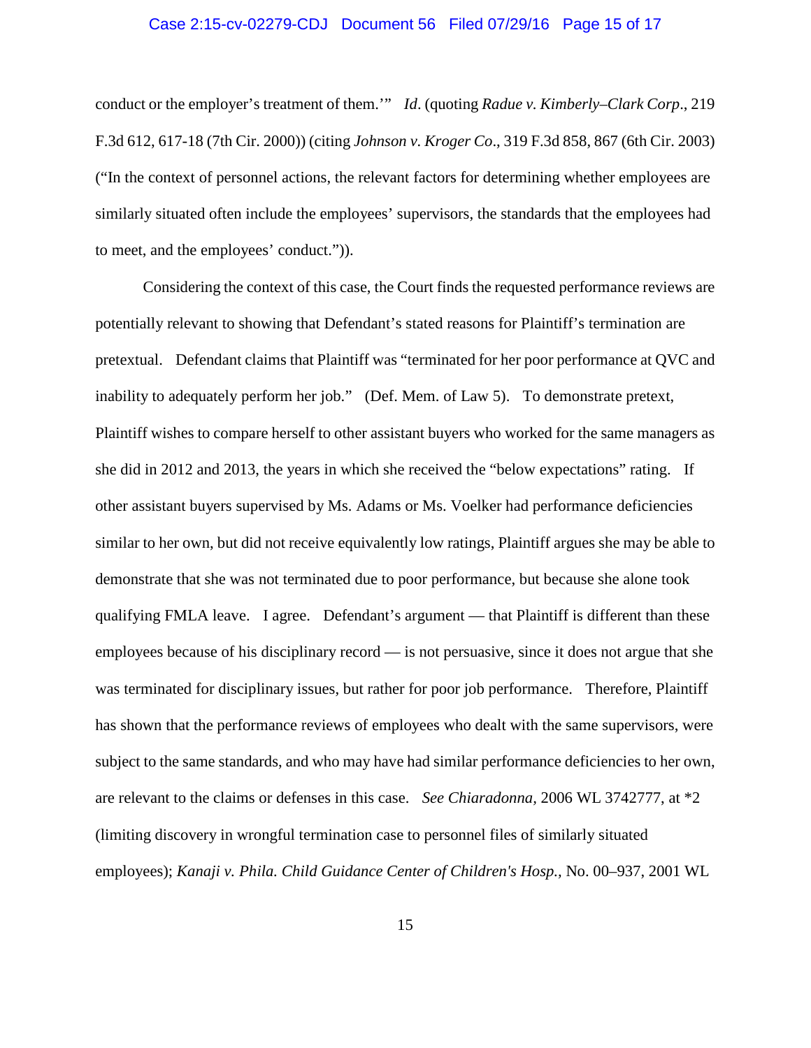conduct or the employer's treatment of them.'" *Id*. (quoting *Radue v. Kimberly–Clark Corp*., 219 F.3d 612, 617-18 (7th Cir. 2000)) (citing *Johnson v. Kroger Co*., 319 F.3d 858, 867 (6th Cir. 2003) ("In the context of personnel actions, the relevant factors for determining whether employees are similarly situated often include the employees' supervisors, the standards that the employees had to meet, and the employees' conduct.")).

Considering the context of this case, the Court finds the requested performance reviews are potentially relevant to showing that Defendant's stated reasons for Plaintiff's termination are pretextual. Defendant claims that Plaintiff was "terminated for her poor performance at QVC and inability to adequately perform her job." (Def. Mem. of Law 5). To demonstrate pretext, Plaintiff wishes to compare herself to other assistant buyers who worked for the same managers as she did in 2012 and 2013, the years in which she received the "below expectations" rating. If other assistant buyers supervised by Ms. Adams or Ms. Voelker had performance deficiencies similar to her own, but did not receive equivalently low ratings, Plaintiff argues she may be able to demonstrate that she was not terminated due to poor performance, but because she alone took qualifying FMLA leave. I agree. Defendant's argument — that Plaintiff is different than these employees because of his disciplinary record — is not persuasive, since it does not argue that she was terminated for disciplinary issues, but rather for poor job performance. Therefore, Plaintiff has shown that the performance reviews of employees who dealt with the same supervisors, were subject to the same standards, and who may have had similar performance deficiencies to her own, are relevant to the claims or defenses in this case. *See Chiaradonna*, 2006 WL 3742777, at *2 (limiting discovery in wrongful termination case to personnel files of similarly situated employees); *Kanaji v. Phila. Child Guidance Center of Children's Hosp.*, No. 00–937, 2001 WL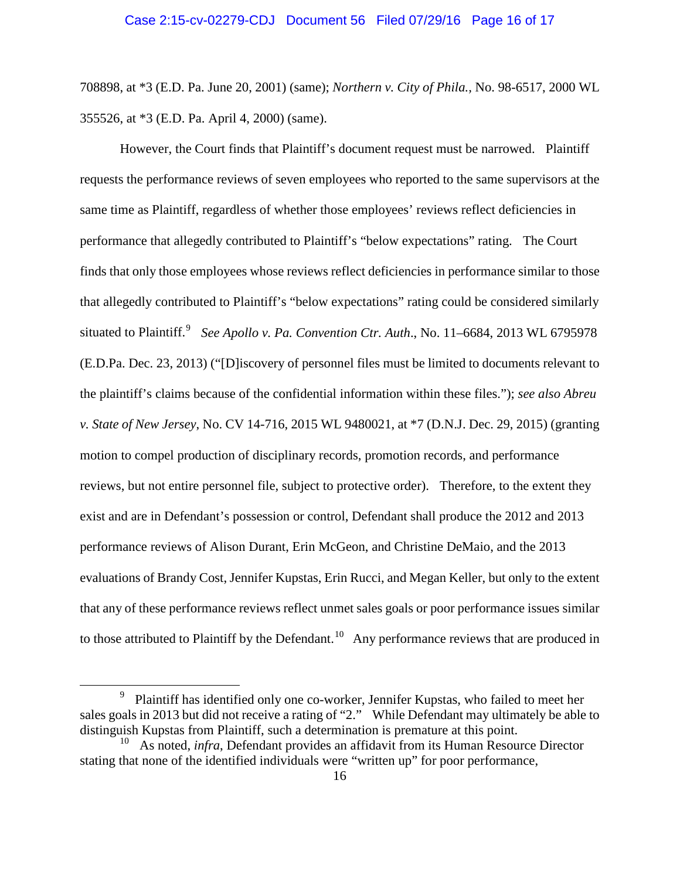708898, at *3 (E.D. Pa. June 20, 2001) (same); *Northern v. City of Phila.*, No. 98-6517, 2000 WL 355526, at *3 (E.D. Pa. April 4, 2000) (same).

However, the Court finds that Plaintiff's document request must be narrowed. Plaintiff requests the performance reviews of seven employees who reported to the same supervisors at the same time as Plaintiff, regardless of whether those employees' reviews reflect deficiencies in performance that allegedly contributed to Plaintiff's "below expectations" rating. The Court finds that only those employees whose reviews reflect deficiencies in performance similar to those that allegedly contributed to Plaintiff's "below expectations" rating could be considered similarly situated to Plaintiff.[9] *See Apollo v. Pa. Convention Ctr. Auth*., No. 11–6684, 2013 WL 6795978 (E.D.Pa. Dec. 23, 2013) ("[D]iscovery of personnel files must be limited to documents relevant to the plaintiff's claims because of the confidential information within these files."); *see also Abreu v. State of New Jersey*, No. CV 14-716, 2015 WL 9480021, at *7 (D.N.J. Dec. 29, 2015) (granting motion to compel production of disciplinary records, promotion records, and performance reviews, but not entire personnel file, subject to protective order). Therefore, to the extent they exist and are in Defendant's possession or control, Defendant shall produce the 2012 and 2013 performance reviews of Alison Durant, Erin McGeon, and Christine DeMaio, and the 2013 evaluations of Brandy Cost, Jennifer Kupstas, Erin Rucci, and Megan Keller, but only to the extent that any of these performance reviews reflect unmet sales goals or poor performance issues similar to those attributed to Plaintiff by the Defendant.[10] Any performance reviews that are produced in

[9] Plaintiff has identified only one co-worker, Jennifer Kupstas, who failed to meet her sales goals in 2013 but did not receive a rating of "2." While Defendant may ultimately be able to distinguish Kupstas from Plaintiff, such a determination is premature at this point.

[10] As noted, *infra*, Defendant provides an affidavit from its Human Resource Director stating that none of the identified individuals were "written up" for poor performance,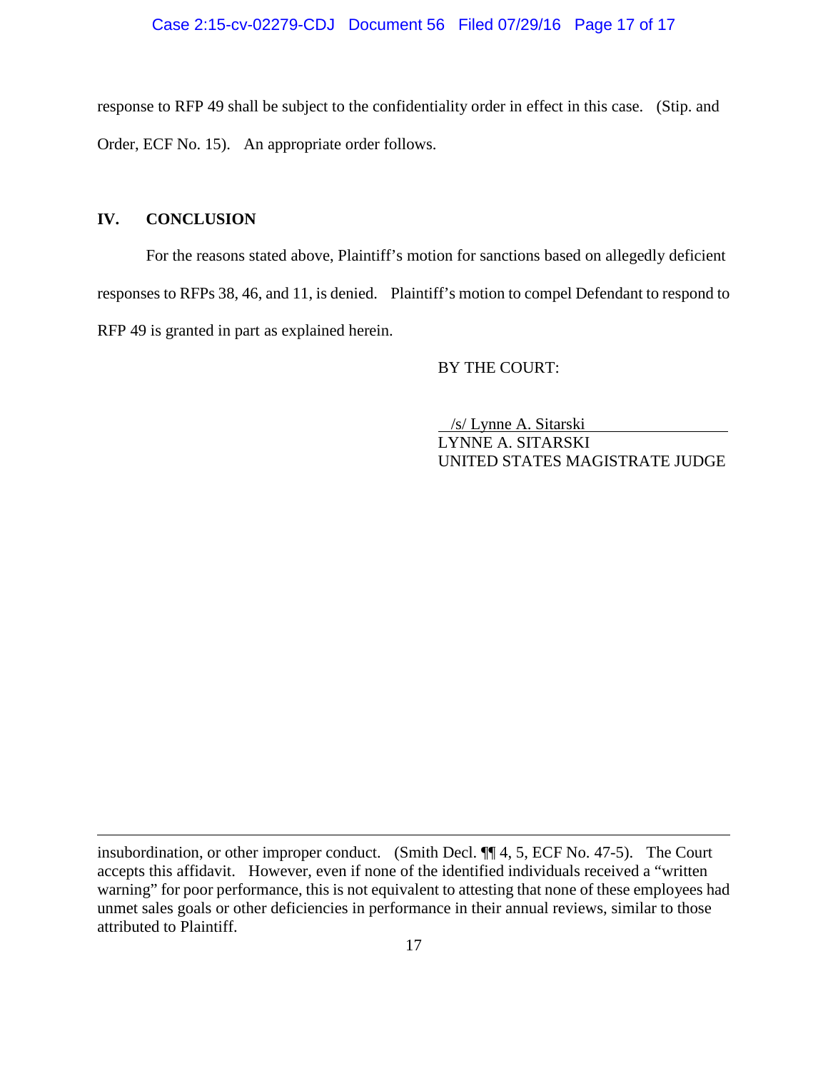response to RFP 49 shall be subject to the confidentiality order in effect in this case. (Stip. and Order, ECF No. 15). An appropriate order follows.

## IV. CONCLUSION

For the reasons stated above, Plaintiff's motion for sanctions based on allegedly deficient responses to RFPs 38, 46, and 11, is denied. Plaintiff's motion to compel Defendant to respond to RFP 49 is granted in part as explained herein.

BY THE COURT:

/s/ Lynne A. Sitarski
LYNNE A. SITARSKI
UNITED STATES MAGISTRATE JUDGE

---

insubordination, or other improper conduct. (Smith Decl. ¶¶ 4, 5, ECF No. 47-5). The Court accepts this affidavit. However, even if none of the identified individuals received a "written warning" for poor performance, this is not equivalent to attesting that none of these employees had unmet sales goals or other deficiencies in performance in their annual reviews, similar to those attributed to Plaintiff.